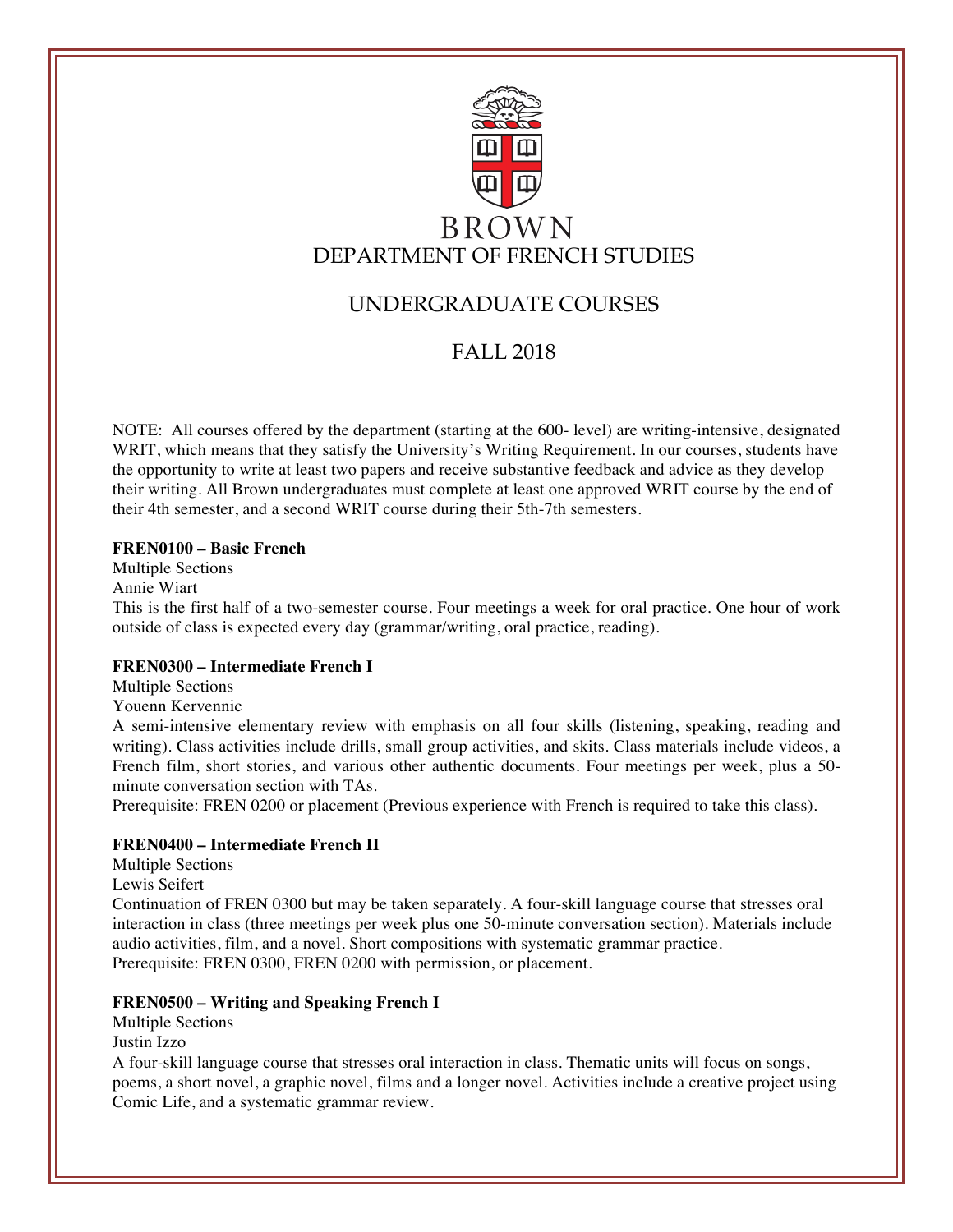# BROWN
## DEPARTMENT OF FRENCH STUDIES

## UNDERGRADUATE COURSES

## FALL 2018

NOTE: All courses offered by the department (starting at the 600- level) are writing-intensive, designated WRIT, which means that they satisfy the University's Writing Requirement. In our courses, students have the opportunity to write at least two papers and receive substantive feedback and advice as they develop their writing. All Brown undergraduates must complete at least one approved WRIT course by the end of their 4th semester, and a second WRIT course during their 5th-7th semesters.

**FREN0100 – Basic French**
Multiple Sections
Annie Wiart
This is the first half of a two-semester course. Four meetings a week for oral practice. One hour of work outside of class is expected every day (grammar/writing, oral practice, reading).

**FREN0300 – Intermediate French I**
Multiple Sections
Youenn Kervennic
A semi-intensive elementary review with emphasis on all four skills (listening, speaking, reading and writing). Class activities include drills, small group activities, and skits. Class materials include videos, a French film, short stories, and various other authentic documents. Four meetings per week, plus a 50-minute conversation section with TAs.
Prerequisite: FREN 0200 or placement (Previous experience with French is required to take this class).

**FREN0400 – Intermediate French II**
Multiple Sections
Lewis Seifert
Continuation of FREN 0300 but may be taken separately. A four-skill language course that stresses oral interaction in class (three meetings per week plus one 50-minute conversation section). Materials include audio activities, film, and a novel. Short compositions with systematic grammar practice.
Prerequisite: FREN 0300, FREN 0200 with permission, or placement.

**FREN0500 – Writing and Speaking French I**
Multiple Sections
Justin Izzo
A four-skill language course that stresses oral interaction in class. Thematic units will focus on songs, poems, a short novel, a graphic novel, films and a longer novel. Activities include a creative project using Comic Life, and a systematic grammar review.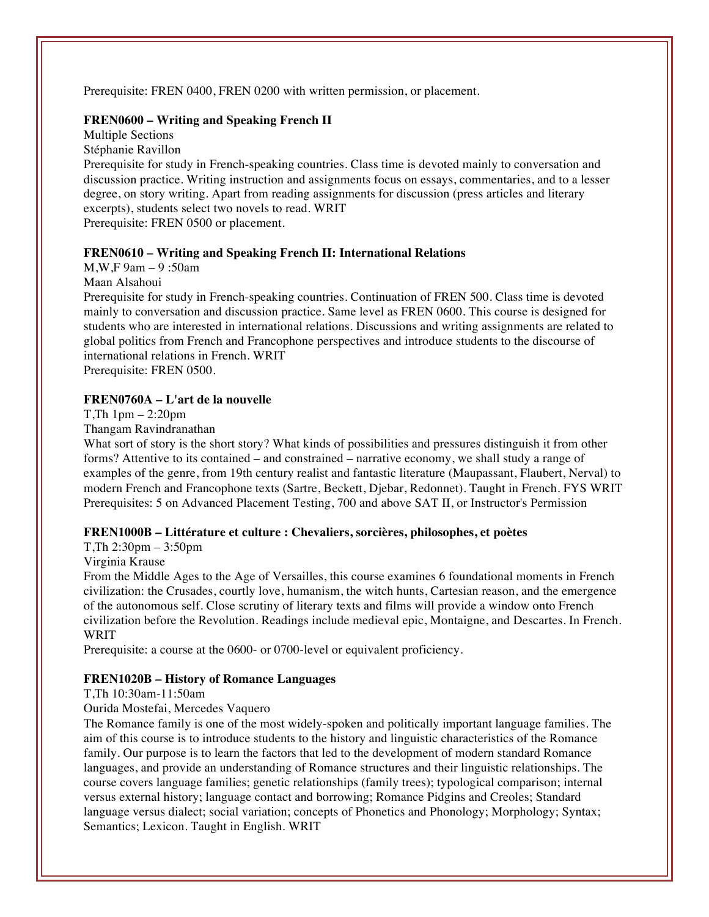Prerequisite: FREN 0400, FREN 0200 with written permission, or placement.

**FREN0600 – Writing and Speaking French II**

Multiple Sections

Stéphanie Ravillon

Prerequisite for study in French-speaking countries. Class time is devoted mainly to conversation and discussion practice. Writing instruction and assignments focus on essays, commentaries, and to a lesser degree, on story writing. Apart from reading assignments for discussion (press articles and literary excerpts), students select two novels to read. WRIT

Prerequisite: FREN 0500 or placement.

**FREN0610 – Writing and Speaking French II: International Relations**

M,W,F 9am – 9 :50am

Maan Alsahoui

Prerequisite for study in French-speaking countries. Continuation of FREN 500. Class time is devoted mainly to conversation and discussion practice. Same level as FREN 0600. This course is designed for students who are interested in international relations. Discussions and writing assignments are related to global politics from French and Francophone perspectives and introduce students to the discourse of international relations in French. WRIT

Prerequisite: FREN 0500.

**FREN0760A – L'art de la nouvelle**

T,Th 1pm – 2:20pm

Thangam Ravindranathan

What sort of story is the short story? What kinds of possibilities and pressures distinguish it from other forms? Attentive to its contained – and constrained – narrative economy, we shall study a range of examples of the genre, from 19th century realist and fantastic literature (Maupassant, Flaubert, Nerval) to modern French and Francophone texts (Sartre, Beckett, Djebar, Redonnet). Taught in French. FYS WRIT

Prerequisites: 5 on Advanced Placement Testing, 700 and above SAT II, or Instructor's Permission

**FREN1000B – Littérature et culture : Chevaliers, sorcières, philosophes, et poètes**

T,Th 2:30pm – 3:50pm

Virginia Krause

From the Middle Ages to the Age of Versailles, this course examines 6 foundational moments in French civilization: the Crusades, courtly love, humanism, the witch hunts, Cartesian reason, and the emergence of the autonomous self. Close scrutiny of literary texts and films will provide a window onto French civilization before the Revolution. Readings include medieval epic, Montaigne, and Descartes. In French. WRIT

Prerequisite: a course at the 0600- or 0700-level or equivalent proficiency.

**FREN1020B – History of Romance Languages**

T,Th 10:30am-11:50am

Ourida Mostefai, Mercedes Vaquero

The Romance family is one of the most widely-spoken and politically important language families. The aim of this course is to introduce students to the history and linguistic characteristics of the Romance family. Our purpose is to learn the factors that led to the development of modern standard Romance languages, and provide an understanding of Romance structures and their linguistic relationships. The course covers language families; genetic relationships (family trees); typological comparison; internal versus external history; language contact and borrowing; Romance Pidgins and Creoles; Standard language versus dialect; social variation; concepts of Phonetics and Phonology; Morphology; Syntax; Semantics; Lexicon. Taught in English. WRIT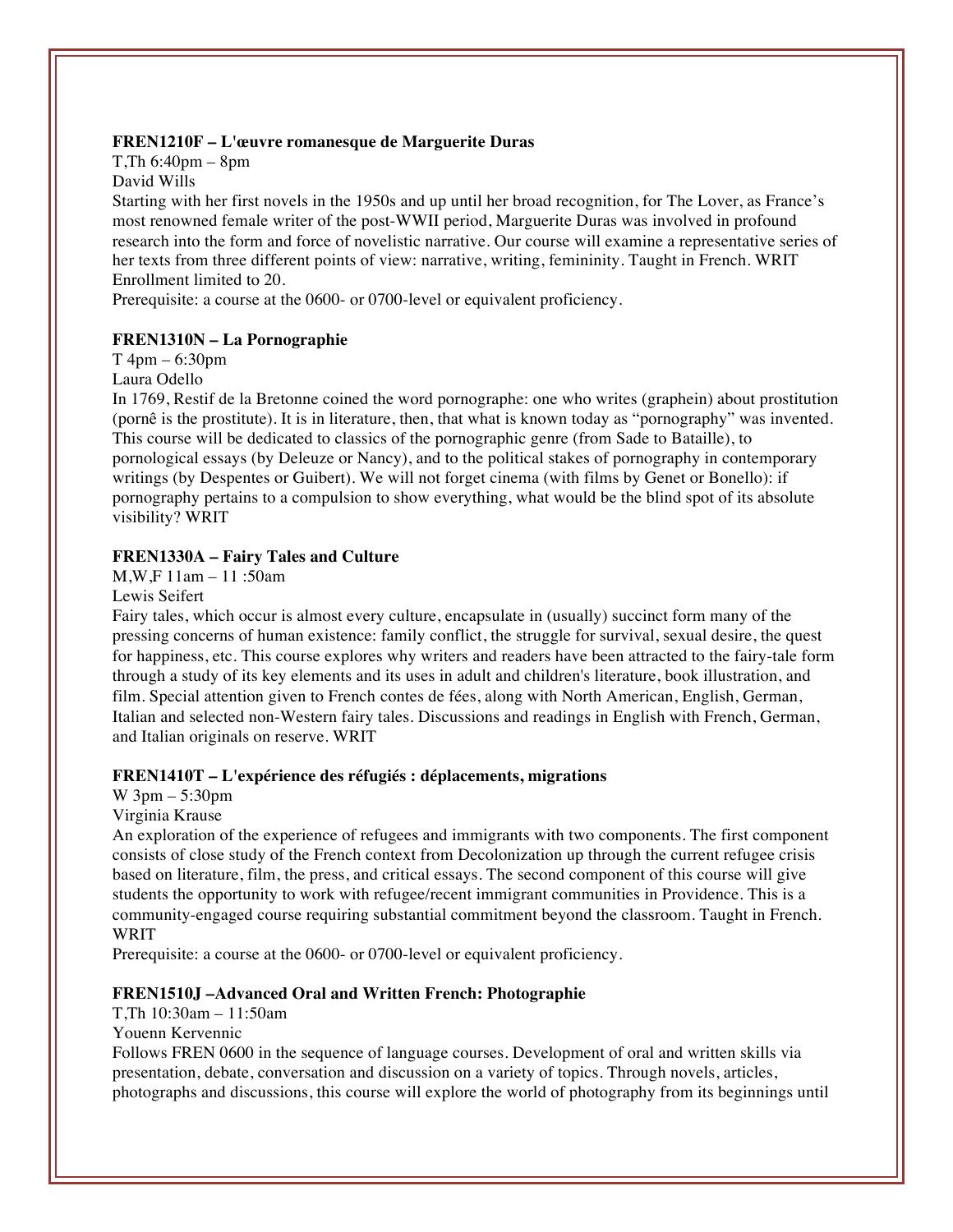**FREN1210F – L'œuvre romanesque de Marguerite Duras**

T,Th 6:40pm – 8pm

David Wills

Starting with her first novels in the 1950s and up until her broad recognition, for The Lover, as France's most renowned female writer of the post-WWII period, Marguerite Duras was involved in profound research into the form and force of novelistic narrative. Our course will examine a representative series of her texts from three different points of view: narrative, writing, femininity. Taught in French. WRIT Enrollment limited to 20.

Prerequisite: a course at the 0600- or 0700-level or equivalent proficiency.

**FREN1310N – La Pornographie**

T 4pm – 6:30pm

Laura Odello

In 1769, Restif de la Bretonne coined the word pornographe: one who writes (graphein) about prostitution (pornê is the prostitute). It is in literature, then, that what is known today as "pornography" was invented. This course will be dedicated to classics of the pornographic genre (from Sade to Bataille), to pornological essays (by Deleuze or Nancy), and to the political stakes of pornography in contemporary writings (by Despentes or Guibert). We will not forget cinema (with films by Genet or Bonello): if pornography pertains to a compulsion to show everything, what would be the blind spot of its absolute visibility? WRIT

**FREN1330A – Fairy Tales and Culture**

M,W,F 11am – 11 :50am

Lewis Seifert

Fairy tales, which occur is almost every culture, encapsulate in (usually) succinct form many of the pressing concerns of human existence: family conflict, the struggle for survival, sexual desire, the quest for happiness, etc. This course explores why writers and readers have been attracted to the fairy-tale form through a study of its key elements and its uses in adult and children's literature, book illustration, and film. Special attention given to French contes de fées, along with North American, English, German, Italian and selected non-Western fairy tales. Discussions and readings in English with French, German, and Italian originals on reserve. WRIT

**FREN1410T – L'expérience des réfugiés : déplacements, migrations**

W 3pm – 5:30pm

Virginia Krause

An exploration of the experience of refugees and immigrants with two components. The first component consists of close study of the French context from Decolonization up through the current refugee crisis based on literature, film, the press, and critical essays. The second component of this course will give students the opportunity to work with refugee/recent immigrant communities in Providence. This is a community-engaged course requiring substantial commitment beyond the classroom. Taught in French. WRIT

Prerequisite: a course at the 0600- or 0700-level or equivalent proficiency.

**FREN1510J –Advanced Oral and Written French: Photographie**

T,Th 10:30am – 11:50am

Youenn Kervennic

Follows FREN 0600 in the sequence of language courses. Development of oral and written skills via presentation, debate, conversation and discussion on a variety of topics. Through novels, articles, photographs and discussions, this course will explore the world of photography from its beginnings until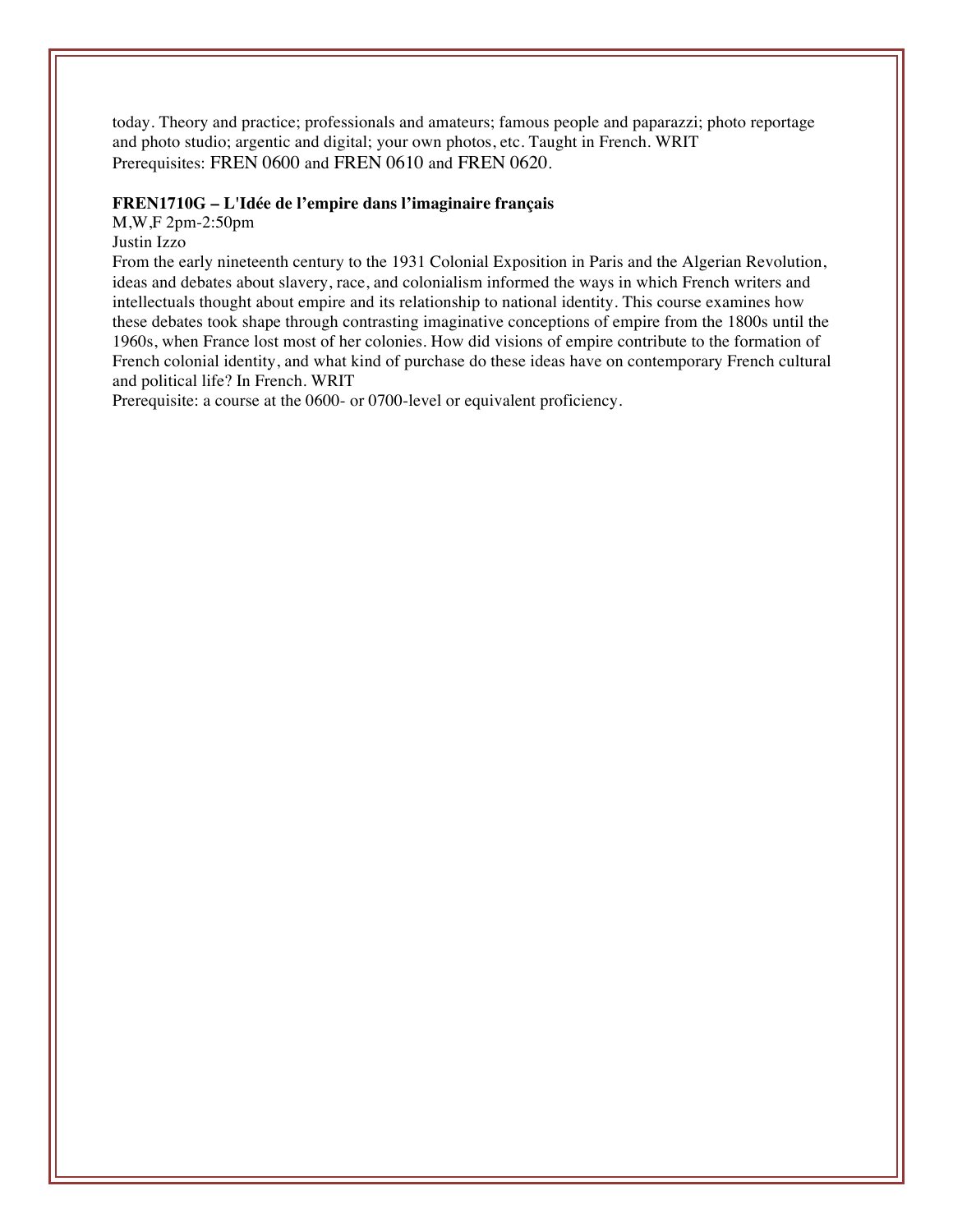today. Theory and practice; professionals and amateurs; famous people and paparazzi; photo reportage and photo studio; argentic and digital; your own photos, etc. Taught in French. WRIT
Prerequisites: FREN 0600 and FREN 0610 and FREN 0620.

**FREN1710G – L'Idée de l'empire dans l'imaginaire français**

M,W,F 2pm-2:50pm

Justin Izzo

From the early nineteenth century to the 1931 Colonial Exposition in Paris and the Algerian Revolution, ideas and debates about slavery, race, and colonialism informed the ways in which French writers and intellectuals thought about empire and its relationship to national identity. This course examines how these debates took shape through contrasting imaginative conceptions of empire from the 1800s until the 1960s, when France lost most of her colonies. How did visions of empire contribute to the formation of French colonial identity, and what kind of purchase do these ideas have on contemporary French cultural and political life? In French. WRIT

Prerequisite: a course at the 0600- or 0700-level or equivalent proficiency.